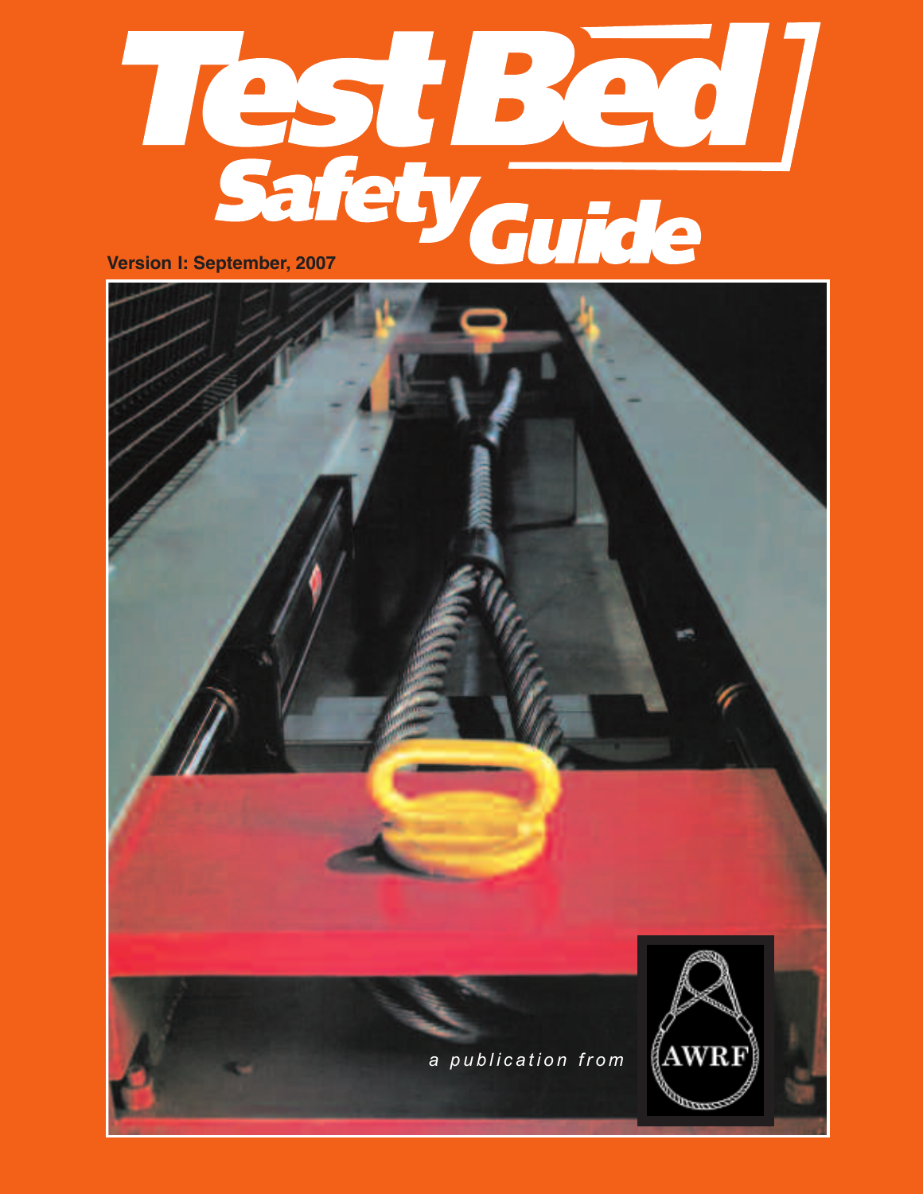# Test Bed Safety Guide

Version I: September, 2007

*a publication from* AWRF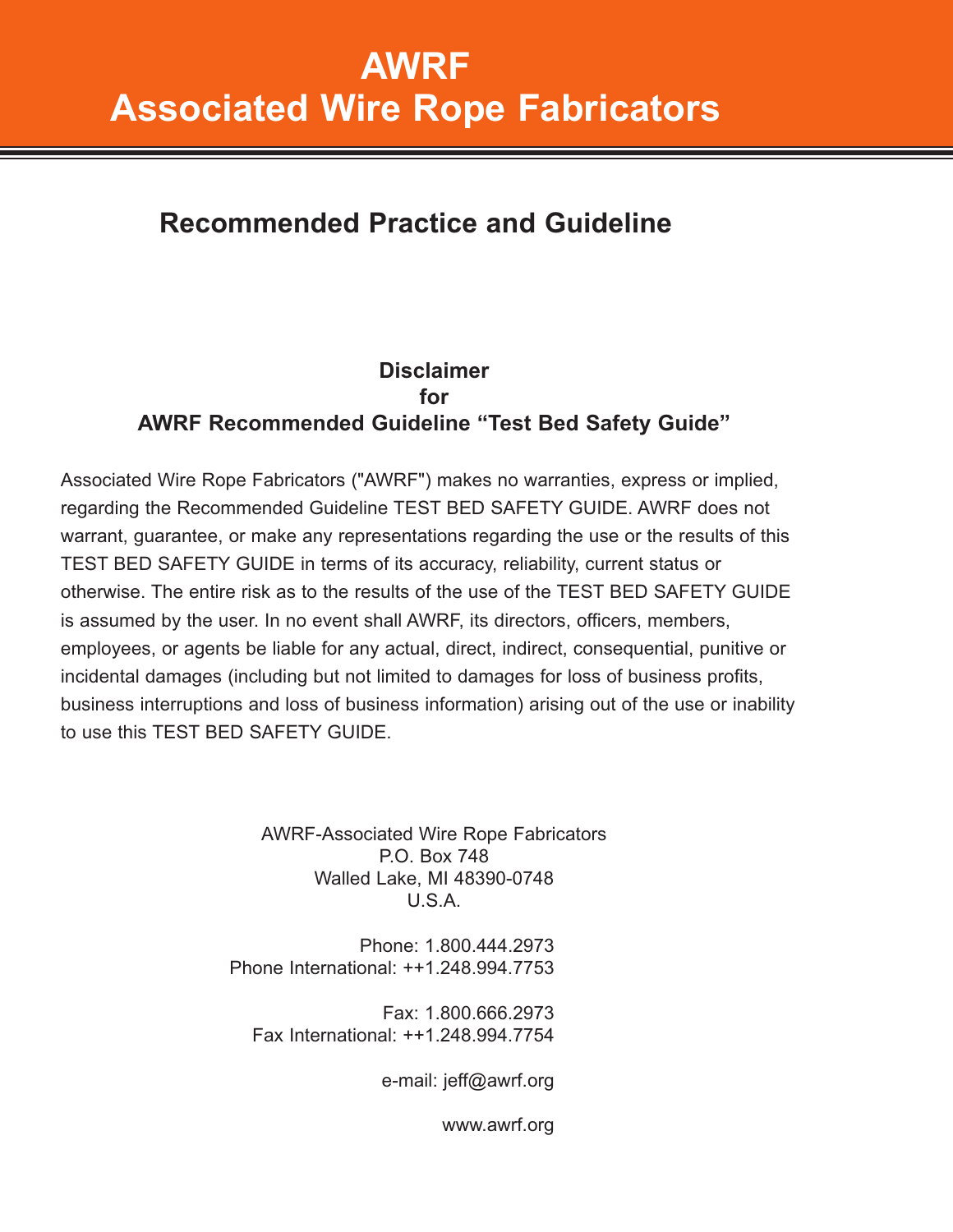# AWRF
# Associated Wire Rope Fabricators

## Recommended Practice and Guideline

### Disclaimer for AWRF Recommended Guideline "Test Bed Safety Guide"

Associated Wire Rope Fabricators ("AWRF") makes no warranties, express or implied, regarding the Recommended Guideline TEST BED SAFETY GUIDE. AWRF does not warrant, guarantee, or make any representations regarding the use or the results of this TEST BED SAFETY GUIDE in terms of its accuracy, reliability, current status or otherwise. The entire risk as to the results of the use of the TEST BED SAFETY GUIDE is assumed by the user. In no event shall AWRF, its directors, officers, members, employees, or agents be liable for any actual, direct, indirect, consequential, punitive or incidental damages (including but not limited to damages for loss of business profits, business interruptions and loss of business information) arising out of the use or inability to use this TEST BED SAFETY GUIDE.

AWRF-Associated Wire Rope Fabricators
P.O. Box 748
Walled Lake, MI 48390-0748
U.S.A.

Phone: 1.800.444.2973
Phone International: ++1.248.994.7753

Fax: 1.800.666.2973
Fax International: ++1.248.994.7754

e-mail: jeff@awrf.org

www.awrf.org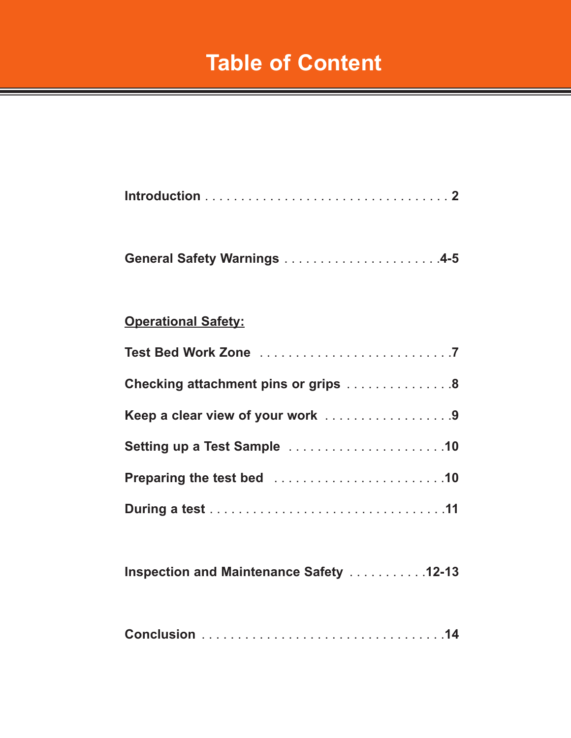# Table of Content

**Introduction . . . . . . . . . . . . . . . . . . . . . . . . . . . . . . . . . . 2**

**General Safety Warnings . . . . . . . . . . . . . . . . . . . . . .4-5**

**Operational Safety:**

**Test Bed Work Zone . . . . . . . . . . . . . . . . . . . . . . . . . .7**

**Checking attachment pins or grips . . . . . . . . . . . . . . .8**

**Keep a clear view of your work . . . . . . . . . . . . . . . . . .9**

**Setting up a Test Sample . . . . . . . . . . . . . . . . . . . . . .10**

**Preparing the test bed . . . . . . . . . . . . . . . . . . . . . . . .10**

**During a test . . . . . . . . . . . . . . . . . . . . . . . . . . . . . . . . .11**

**Inspection and Maintenance Safety . . . . . . . . . . .12-13**

**Conclusion . . . . . . . . . . . . . . . . . . . . . . . . . . . . . . . . .14**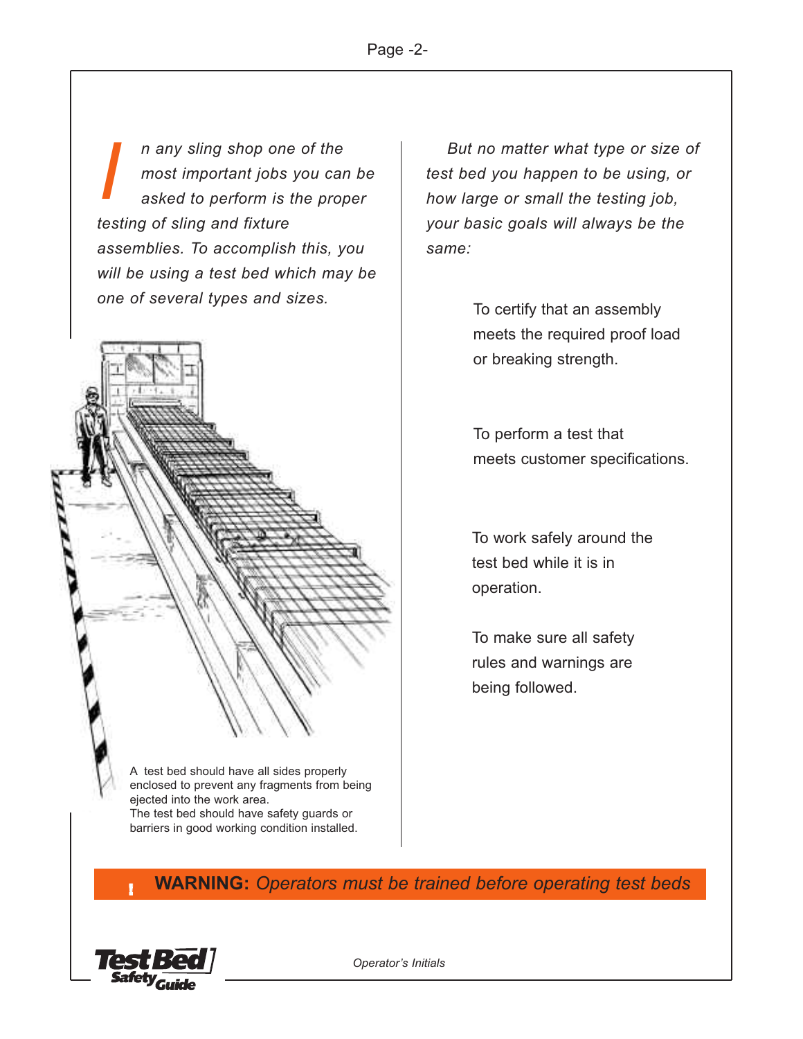*In any sling shop one of the most important jobs you can be asked to perform is the proper testing of sling and fixture assemblies. To accomplish this, you will be using a test bed which may be one of several types and sizes.*

A test bed should have all sides properly enclosed to prevent any fragments from being ejected into the work area.
The test bed should have safety guards or barriers in good working condition installed.

*But no matter what type or size of test bed you happen to be using, or how large or small the testing job, your basic goals will always be the same:*

To certify that an assembly meets the required proof load or breaking strength.

To perform a test that meets customer specifications.

To work safely around the test bed while it is in operation.

To make sure all safety rules and warnings are being followed.

**! WARNING:** *Operators must be trained before operating test beds*

*Operator's Initials*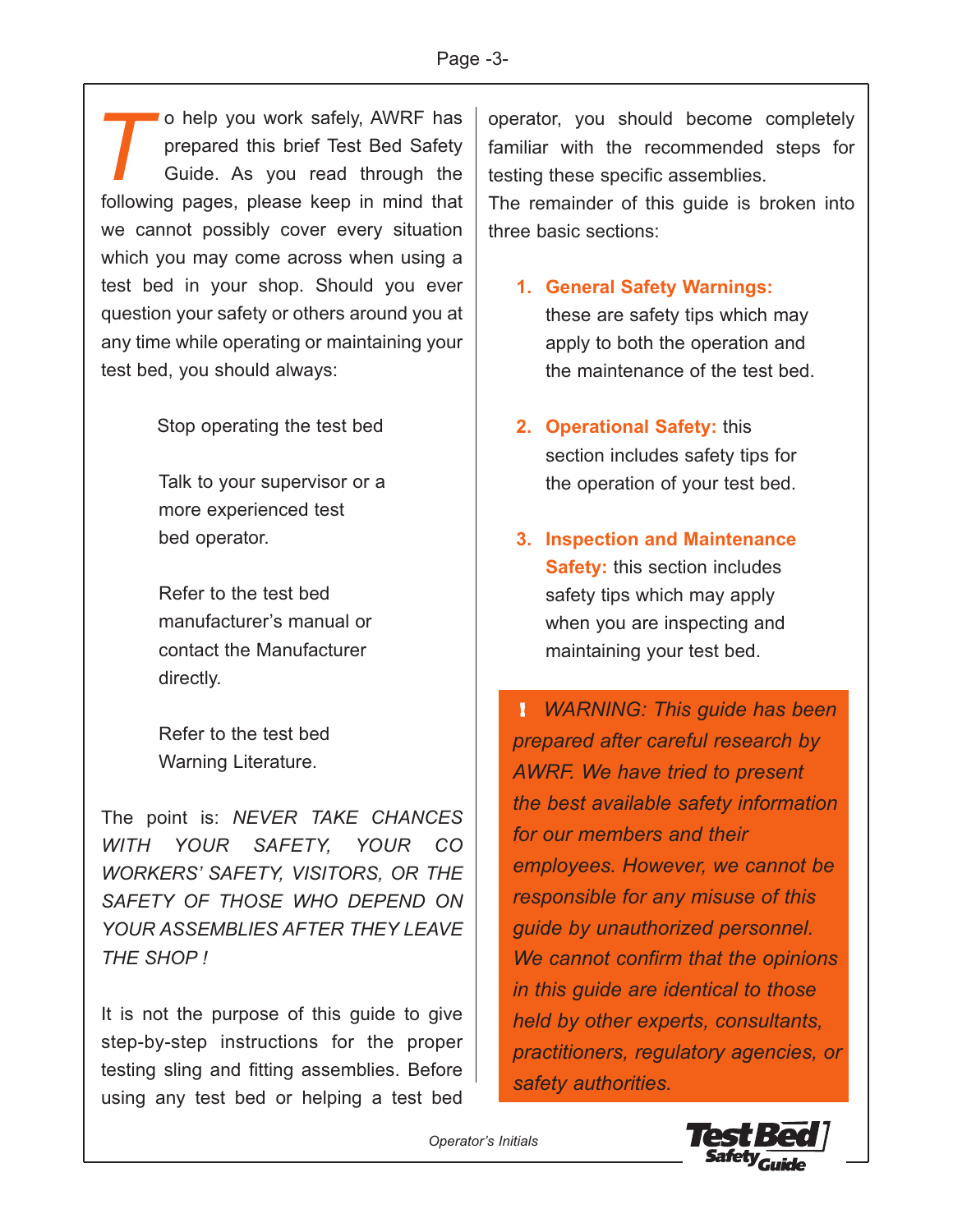To help you work safely, AWRF has prepared this brief Test Bed Safety Guide. As you read through the following pages, please keep in mind that we cannot possibly cover every situation which you may come across when using a test bed in your shop. Should you ever question your safety or others around you at any time while operating or maintaining your test bed, you should always:

Stop operating the test bed

Talk to your supervisor or a more experienced test bed operator.

Refer to the test bed manufacturer's manual or contact the Manufacturer directly.

Refer to the test bed Warning Literature.

The point is: *NEVER TAKE CHANCES WITH YOUR SAFETY, YOUR CO WORKERS' SAFETY, VISITORS, OR THE SAFETY OF THOSE WHO DEPEND ON YOUR ASSEMBLIES AFTER THEY LEAVE THE SHOP !*

It is not the purpose of this guide to give step-by-step instructions for the proper testing sling and fitting assemblies. Before using any test bed or helping a test bed operator, you should become completely familiar with the recommended steps for testing these specific assemblies.

The remainder of this guide is broken into three basic sections:

1. **General Safety Warnings:** these are safety tips which may apply to both the operation and the maintenance of the test bed.

2. **Operational Safety:** this section includes safety tips for the operation of your test bed.

3. **Inspection and Maintenance Safety:** this section includes safety tips which may apply when you are inspecting and maintaining your test bed.

**!** *WARNING: This guide has been prepared after careful research by AWRF. We have tried to present the best available safety information for our members and their employees. However, we cannot be responsible for any misuse of this guide by unauthorized personnel. We cannot confirm that the opinions in this guide are identical to those held by other experts, consultants, practitioners, regulatory agencies, or safety authorities.*

*Operator's Initials*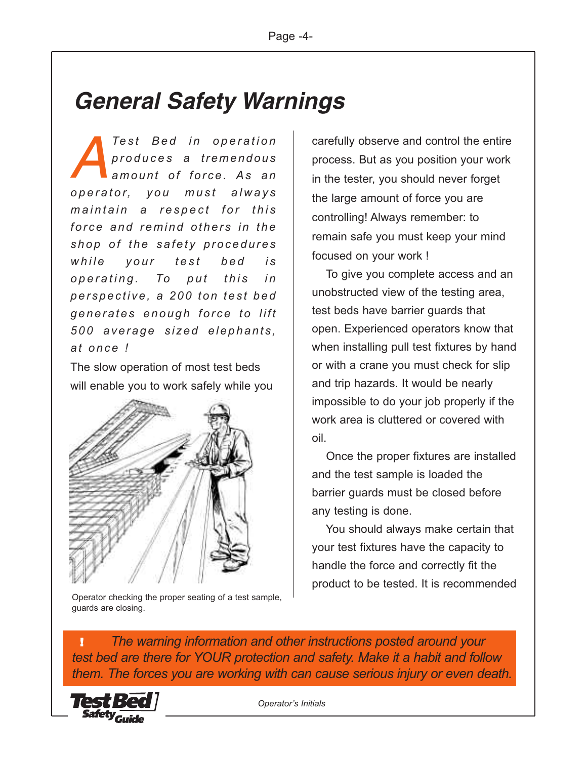# General Safety Warnings

*A Test Bed in operation produces a tremendous amount of force. As an operator, you must always maintain a respect for this force and remind others in the shop of the safety procedures while your test bed is operating. To put this in perspective, a 200 ton test bed generates enough force to lift 500 average sized elephants, at once !*

The slow operation of most test beds will enable you to work safely while you carefully observe and control the entire process. But as you position your work in the tester, you should never forget the large amount of force you are controlling! Always remember: to remain safe you must keep your mind focused on your work !

Operator checking the proper seating of a test sample, guards are closing.

To give you complete access and an unobstructed view of the testing area, test beds have barrier guards that open. Experienced operators know that when installing pull test fixtures by hand or with a crane you must check for slip and trip hazards. It would be nearly impossible to do your job properly if the work area is cluttered or covered with oil.

Once the proper fixtures are installed and the test sample is loaded the barrier guards must be closed before any testing is done.

You should always make certain that your test fixtures have the capacity to handle the force and correctly fit the product to be tested. It is recommended

**!** *The warning information and other instructions posted around your test bed are there for YOUR protection and safety. Make it a habit and follow them. The forces you are working with can cause serious injury or even death.*

*Operator's Initials*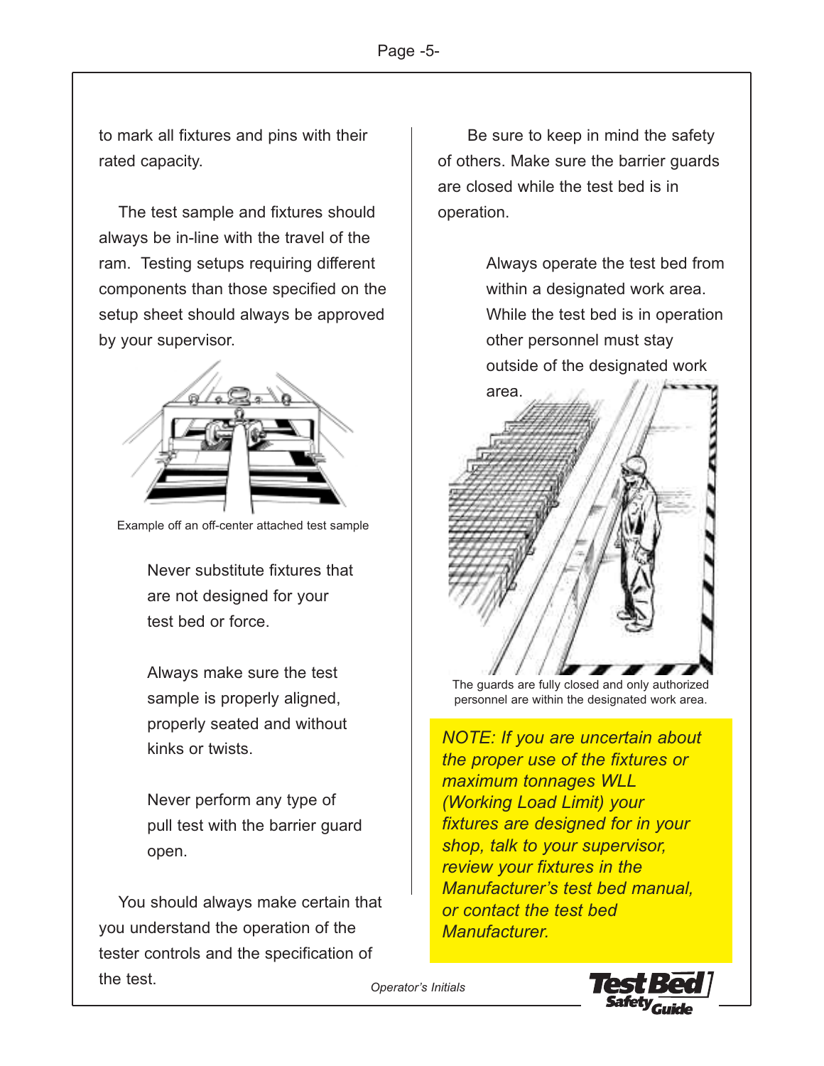to mark all fixtures and pins with their rated capacity.

The test sample and fixtures should always be in-line with the travel of the ram. Testing setups requiring different components than those specified on the setup sheet should always be approved by your supervisor.

Example off an off-center attached test sample

Never substitute fixtures that are not designed for your test bed or force.

Always make sure the test sample is properly aligned, properly seated and without kinks or twists.

Never perform any type of pull test with the barrier guard open.

You should always make certain that you understand the operation of the tester controls and the specification of the test.

Be sure to keep in mind the safety of others. Make sure the barrier guards are closed while the test bed is in operation.

Always operate the test bed from within a designated work area. While the test bed is in operation other personnel must stay outside of the designated work area.

The guards are fully closed and only authorized personnel are within the designated work area.

*NOTE: If you are uncertain about the proper use of the fixtures or maximum tonnages WLL (Working Load Limit) your fixtures are designed for in your shop, talk to your supervisor, review your fixtures in the Manufacturer's test bed manual, or contact the test bed Manufacturer.*

*Operator's Initials*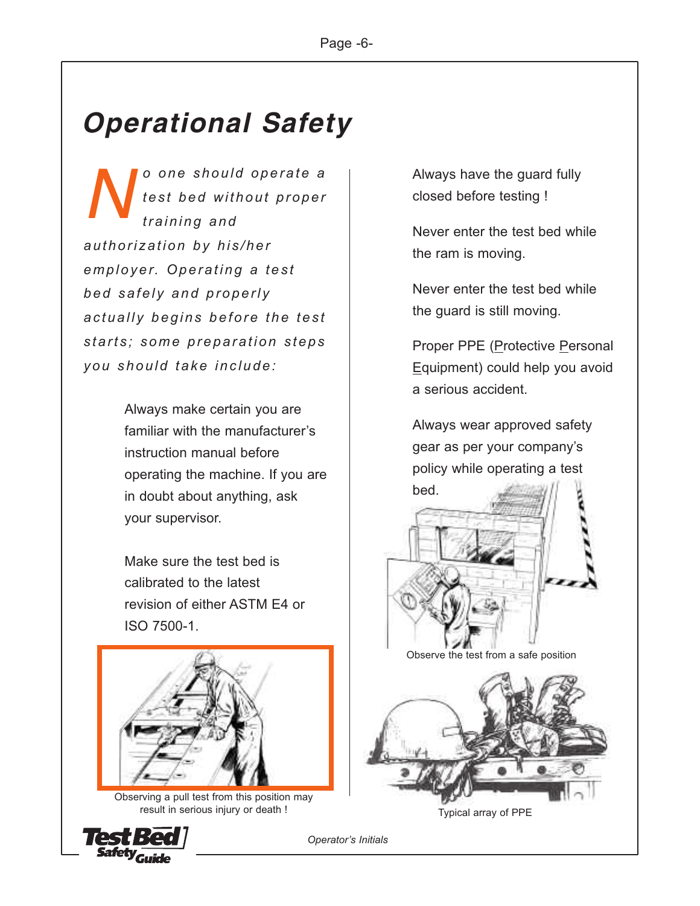# Operational Safety

*No one should operate a test bed without proper training and authorization by his/her employer. Operating a test bed safely and properly actually begins before the test starts; some preparation steps you should take include:*

Always make certain you are familiar with the manufacturer's instruction manual before operating the machine. If you are in doubt about anything, ask your supervisor.

Make sure the test bed is calibrated to the latest revision of either ASTM E4 or ISO 7500-1.

Observing a pull test from this position may result in serious injury or death !

Always have the guard fully closed before testing !

Never enter the test bed while the ram is moving.

Never enter the test bed while the guard is still moving.

Proper PPE (Protective Personal Equipment) could help you avoid a serious accident.

Always wear approved safety gear as per your company's policy while operating a test bed.

Observe the test from a safe position

Typical array of PPE

Operator's Initials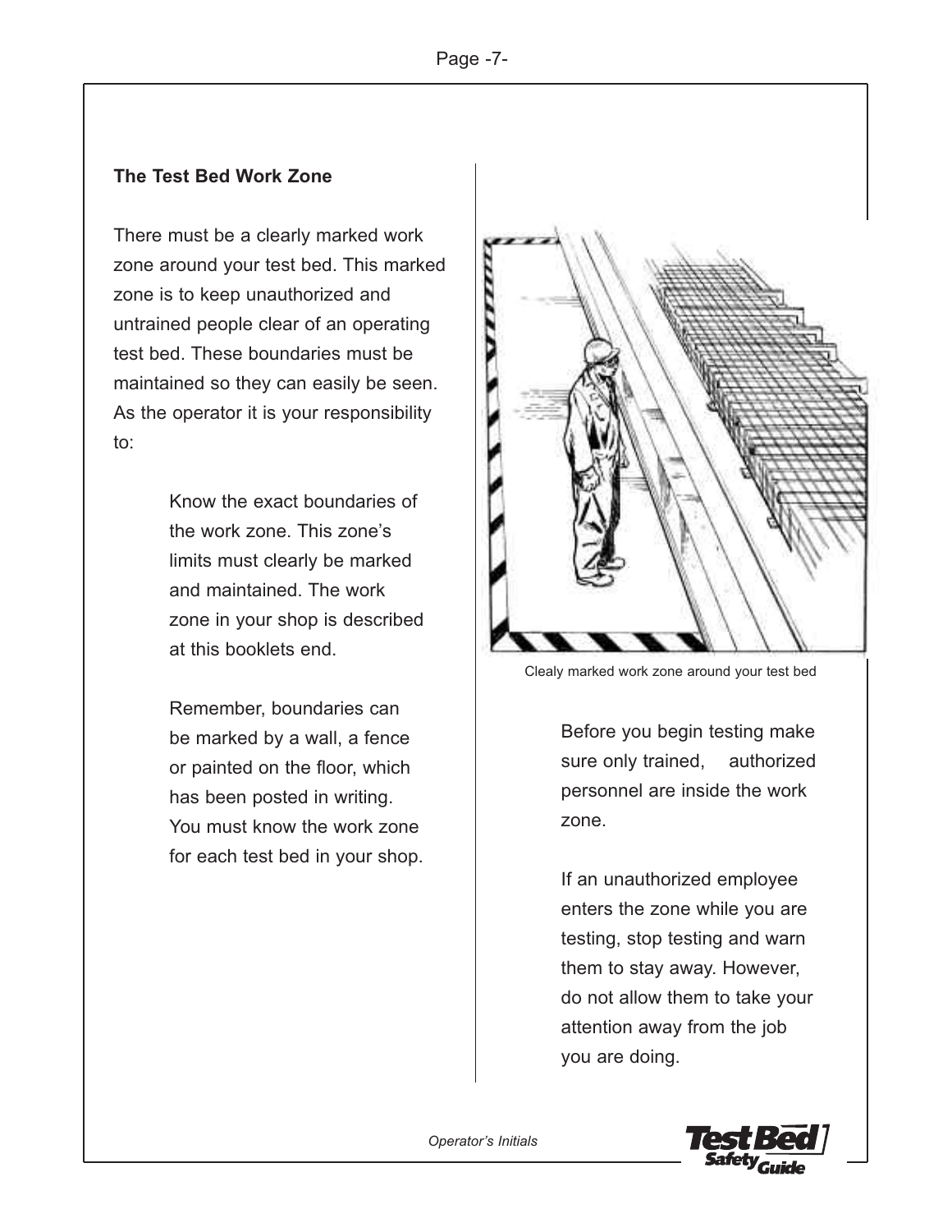## The Test Bed Work Zone

There must be a clearly marked work zone around your test bed. This marked zone is to keep unauthorized and untrained people clear of an operating test bed. These boundaries must be maintained so they can easily be seen. As the operator it is your responsibility to:

Know the exact boundaries of the work zone. This zone's limits must clearly be marked and maintained. The work zone in your shop is described at this booklets end.

Remember, boundaries can be marked by a wall, a fence or painted on the floor, which has been posted in writing. You must know the work zone for each test bed in your shop.

Clealy marked work zone around your test bed

Before you begin testing make sure only trained, authorized personnel are inside the work zone.

If an unauthorized employee enters the zone while you are testing, stop testing and warn them to stay away. However, do not allow them to take your attention away from the job you are doing.

*Operator's Initials*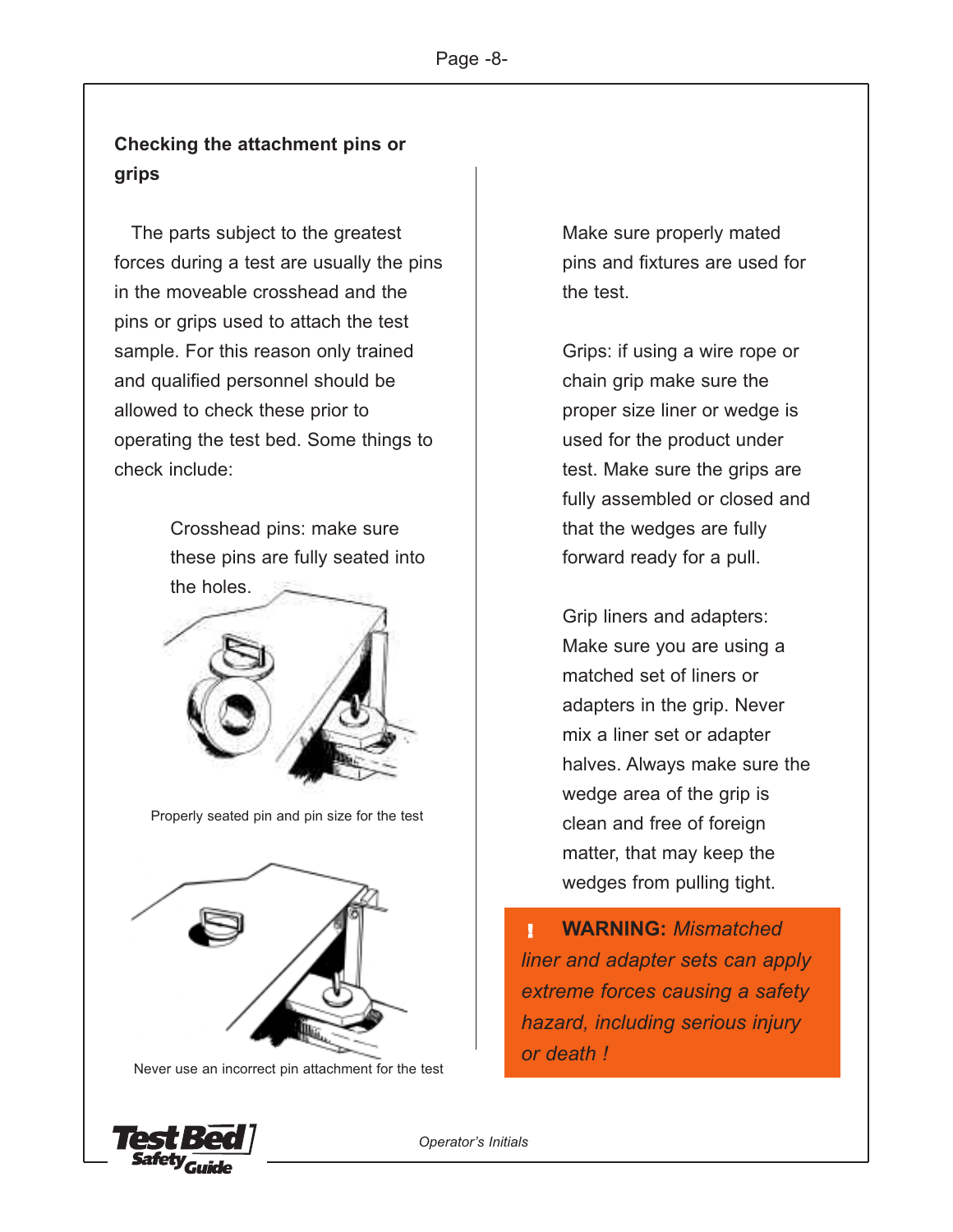### Checking the attachment pins or grips

The parts subject to the greatest forces during a test are usually the pins in the moveable crosshead and the pins or grips used to attach the test sample. For this reason only trained and qualified personnel should be allowed to check these prior to operating the test bed. Some things to check include:

Crosshead pins: make sure these pins are fully seated into the holes.

Properly seated pin and pin size for the test

Never use an incorrect pin attachment for the test

Make sure properly mated pins and fixtures are used for the test.

Grips: if using a wire rope or chain grip make sure the proper size liner or wedge is used for the product under test. Make sure the grips are fully assembled or closed and that the wedges are fully forward ready for a pull.

Grip liners and adapters: Make sure you are using a matched set of liners or adapters in the grip. Never mix a liner set or adapter halves. Always make sure the wedge area of the grip is clean and free of foreign matter, that may keep the wedges from pulling tight.

> ! **WARNING:** *Mismatched liner and adapter sets can apply extreme forces causing a safety hazard, including serious injury or death !*

*Operator's Initials*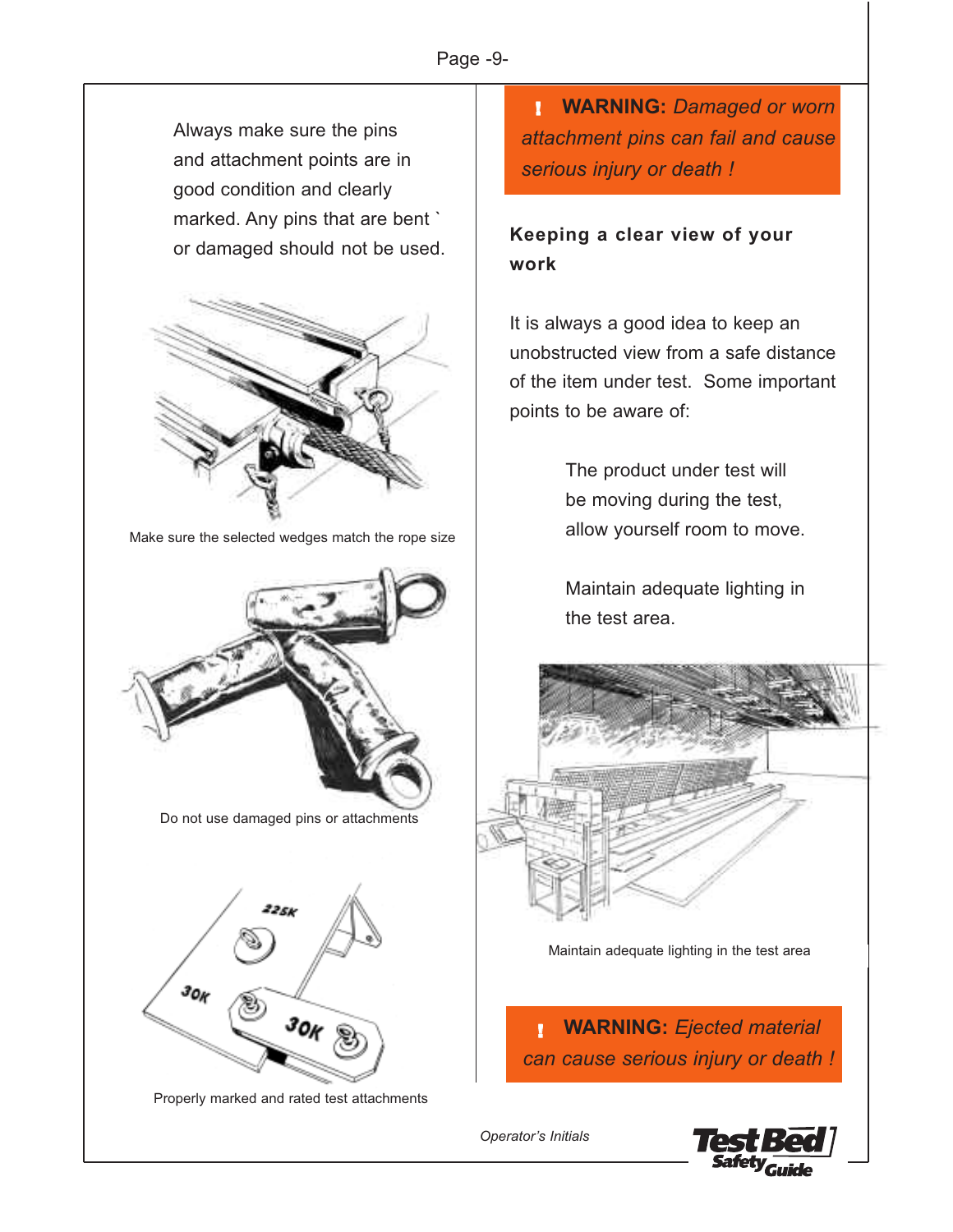Always make sure the pins and attachment points are in good condition and clearly marked. Any pins that are bent ` or damaged should not be used.

Make sure the selected wedges match the rope size

Do not use damaged pins or attachments

Properly marked and rated test attachments

**! WARNING:** *Damaged or worn attachment pins can fail and cause serious injury or death !*

### Keeping a clear view of your work

It is always a good idea to keep an unobstructed view from a safe distance of the item under test. Some important points to be aware of:

The product under test will be moving during the test, allow yourself room to move.

Maintain adequate lighting in the test area.

Maintain adequate lighting in the test area

**! WARNING:** *Ejected material can cause serious injury or death !*

*Operator's Initials*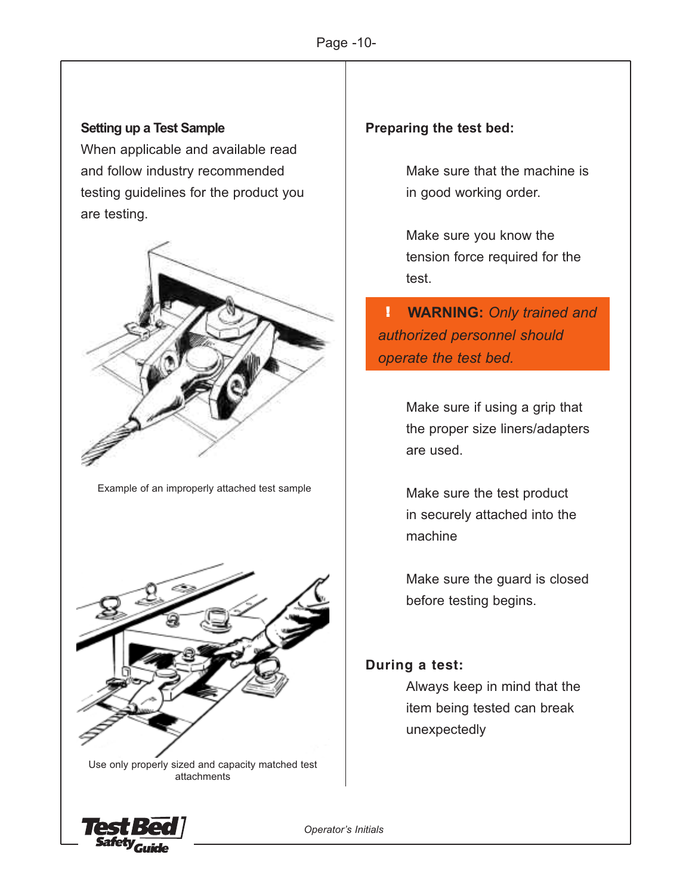## Setting up a Test Sample

When applicable and available read and follow industry recommended testing guidelines for the product you are testing.

Example of an improperly attached test sample

Use only properly sized and capacity matched test attachments

## Preparing the test bed:

Make sure that the machine is in good working order.

Make sure you know the tension force required for the test.

> ! **WARNING:** *Only trained and authorized personnel should operate the test bed.*

Make sure if using a grip that the proper size liners/adapters are used.

Make sure the test product in securely attached into the machine

Make sure the guard is closed before testing begins.

## During a test:

Always keep in mind that the item being tested can break unexpectedly

*Operator's Initials*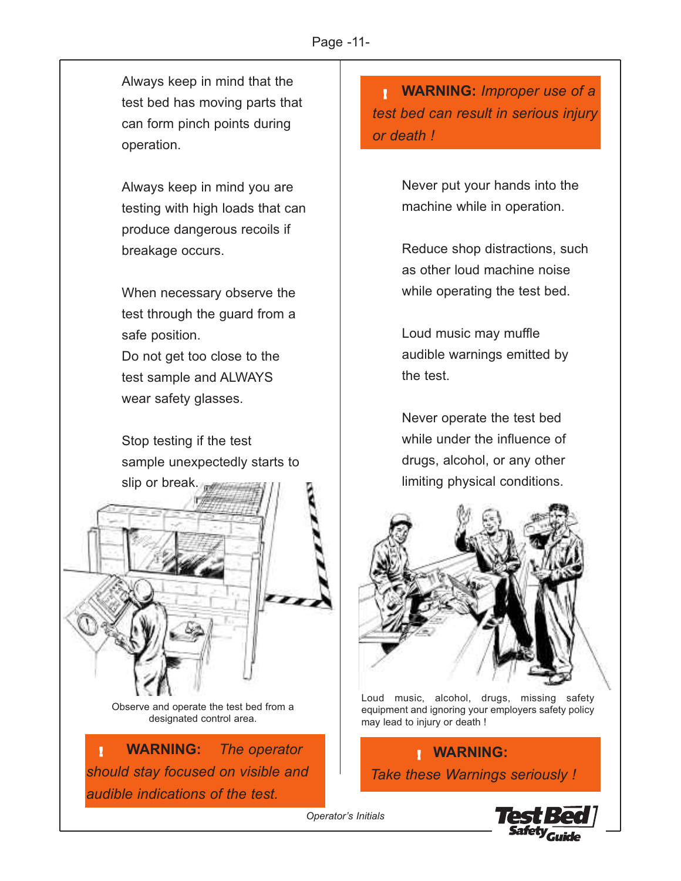Always keep in mind that the test bed has moving parts that can form pinch points during operation.

Always keep in mind you are testing with high loads that can produce dangerous recoils if breakage occurs.

When necessary observe the test through the guard from a safe position.
Do not get too close to the test sample and ALWAYS wear safety glasses.

Stop testing if the test sample unexpectedly starts to slip or break.

Observe and operate the test bed from a designated control area.

**! WARNING:** *The operator should stay focused on visible and audible indications of the test.*

**! WARNING:** *Improper use of a test bed can result in serious injury or death !*

Never put your hands into the machine while in operation.

Reduce shop distractions, such as other loud machine noise while operating the test bed.

Loud music may muffle audible warnings emitted by the test.

Never operate the test bed while under the influence of drugs, alcohol, or any other limiting physical conditions.

Loud music, alcohol, drugs, missing safety equipment and ignoring your employers safety policy may lead to injury or death !

**! WARNING:**
*Take these Warnings seriously !*

*Operator's Initials*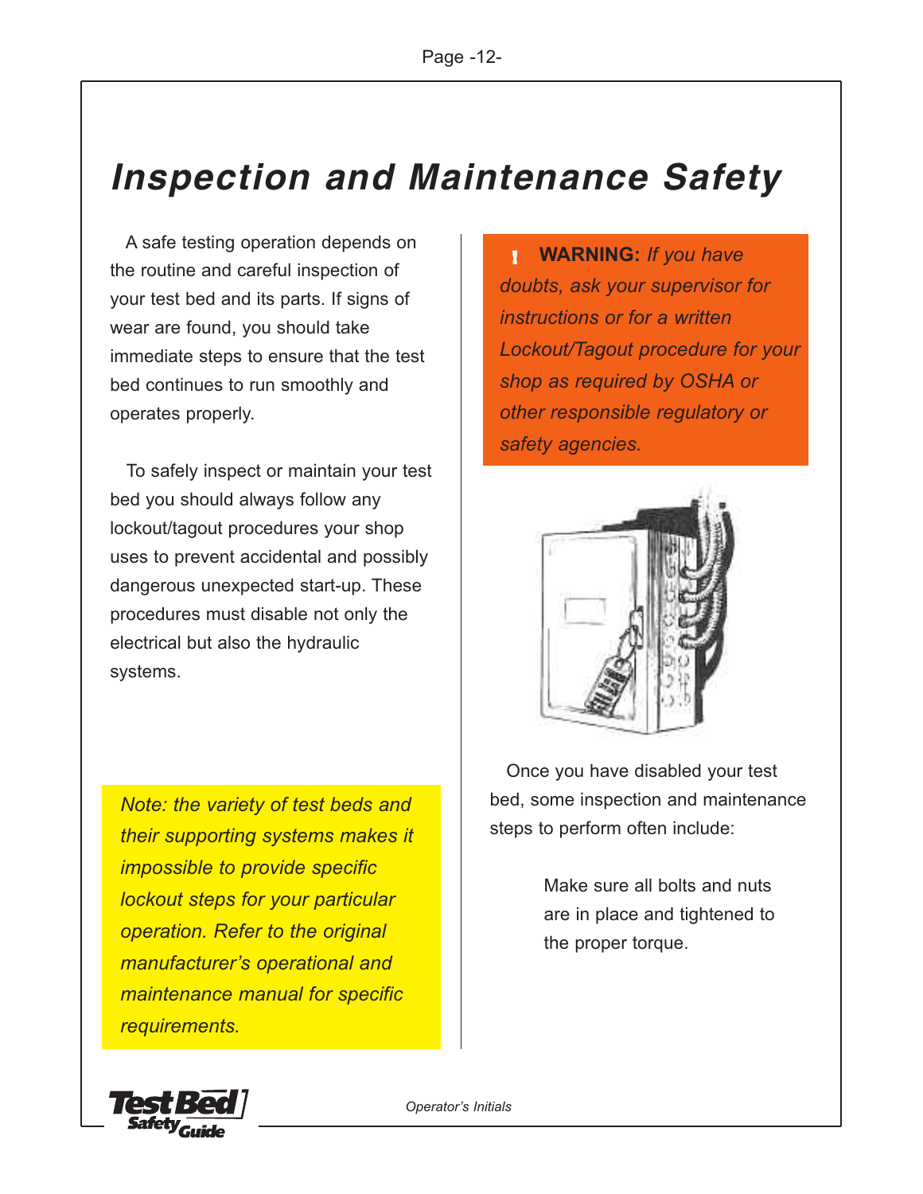# *Inspection and Maintenance Safety*

A safe testing operation depends on the routine and careful inspection of your test bed and its parts. If signs of wear are found, you should take immediate steps to ensure that the test bed continues to run smoothly and operates properly.

To safely inspect or maintain your test bed you should always follow any lockout/tagout procedures your shop uses to prevent accidental and possibly dangerous unexpected start-up. These procedures must disable not only the electrical but also the hydraulic systems.

*Note: the variety of test beds and their supporting systems makes it impossible to provide specific lockout steps for your particular operation. Refer to the original manufacturer's operational and maintenance manual for specific requirements.*

**! WARNING:** *If you have doubts, ask your supervisor for instructions or for a written Lockout/Tagout procedure for your shop as required by OSHA or other responsible regulatory or safety agencies.*

Once you have disabled your test bed, some inspection and maintenance steps to perform often include:

Make sure all bolts and nuts are in place and tightened to the proper torque.

*Operator's Initials*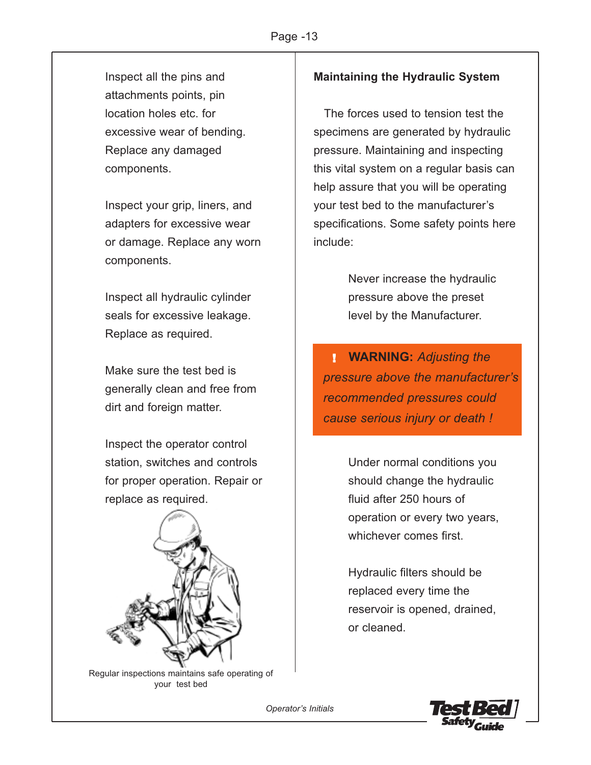Inspect all the pins and attachments points, pin location holes etc. for excessive wear of bending. Replace any damaged components.

Inspect your grip, liners, and adapters for excessive wear or damage. Replace any worn components.

Inspect all hydraulic cylinder seals for excessive leakage. Replace as required.

Make sure the test bed is generally clean and free from dirt and foreign matter.

Inspect the operator control station, switches and controls for proper operation. Repair or replace as required.

Regular inspections maintains safe operating of your test bed

**Maintaining the Hydraulic System**

The forces used to tension test the specimens are generated by hydraulic pressure. Maintaining and inspecting this vital system on a regular basis can help assure that you will be operating your test bed to the manufacturer's specifications. Some safety points here include:

Never increase the hydraulic pressure above the preset level by the Manufacturer.

**! WARNING:** *Adjusting the pressure above the manufacturer's recommended pressures could cause serious injury or death !*

Under normal conditions you should change the hydraulic fluid after 250 hours of operation or every two years, whichever comes first.

Hydraulic filters should be replaced every time the reservoir is opened, drained, or cleaned.

*Operator's Initials*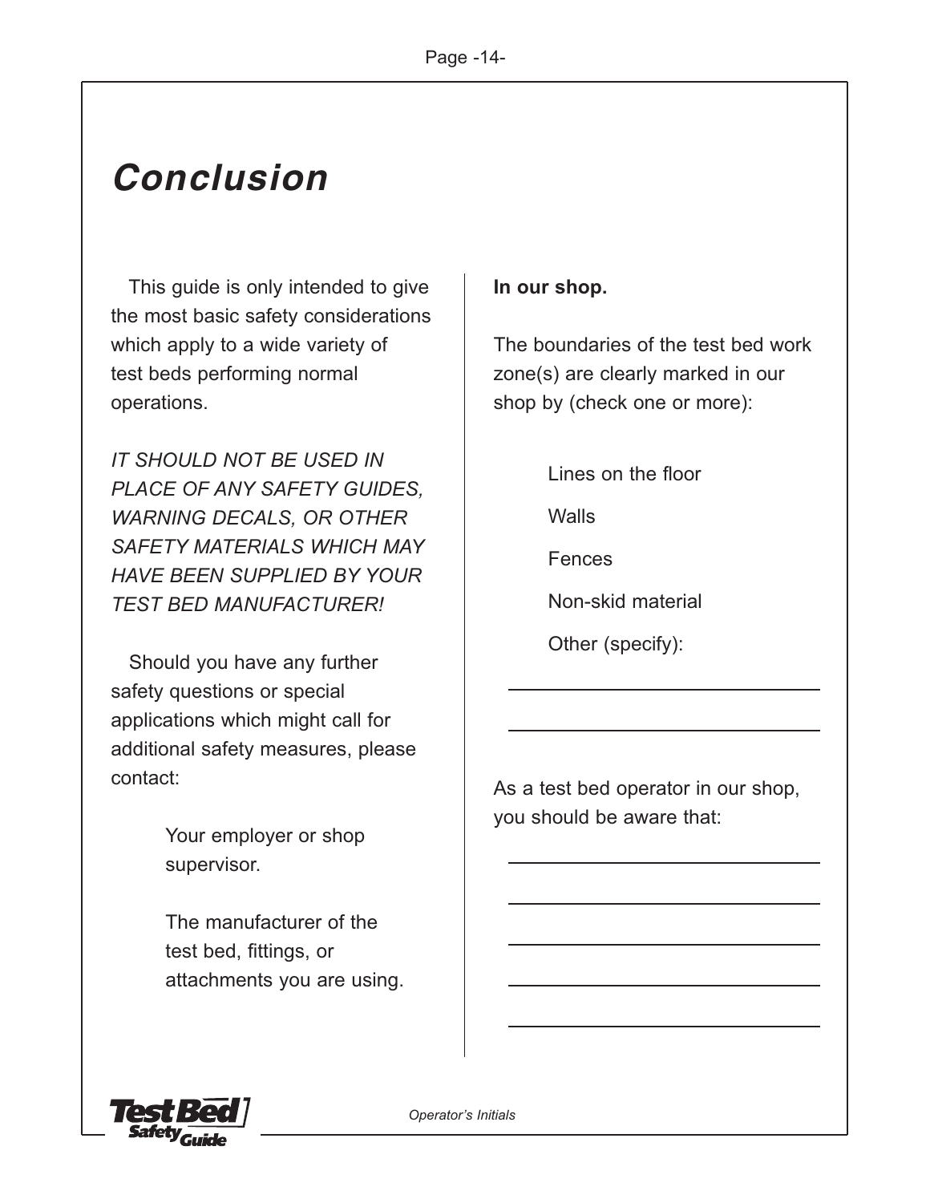# Conclusion

This guide is only intended to give the most basic safety considerations which apply to a wide variety of test beds performing normal operations.

*IT SHOULD NOT BE USED IN PLACE OF ANY SAFETY GUIDES, WARNING DECALS, OR OTHER SAFETY MATERIALS WHICH MAY HAVE BEEN SUPPLIED BY YOUR TEST BED MANUFACTURER!*

Should you have any further safety questions or special applications which might call for additional safety measures, please contact:

Your employer or shop supervisor.

The manufacturer of the test bed, fittings, or attachments you are using.

**In our shop.**

The boundaries of the test bed work zone(s) are clearly marked in our shop by (check one or more):

- Lines on the floor
- Walls
- Fences
- Non-skid material
- Other (specify):

\_\_\_\_\_\_\_\_\_\_\_\_\_\_\_\_\_\_\_\_\_\_\_\_\_\_\_\_\_\_

\_\_\_\_\_\_\_\_\_\_\_\_\_\_\_\_\_\_\_\_\_\_\_\_\_\_\_\_\_\_

As a test bed operator in our shop, you should be aware that:

\_\_\_\_\_\_\_\_\_\_\_\_\_\_\_\_\_\_\_\_\_\_\_\_\_\_\_\_\_\_

\_\_\_\_\_\_\_\_\_\_\_\_\_\_\_\_\_\_\_\_\_\_\_\_\_\_\_\_\_\_

\_\_\_\_\_\_\_\_\_\_\_\_\_\_\_\_\_\_\_\_\_\_\_\_\_\_\_\_\_\_

\_\_\_\_\_\_\_\_\_\_\_\_\_\_\_\_\_\_\_\_\_\_\_\_\_\_\_\_\_\_

\_\_\_\_\_\_\_\_\_\_\_\_\_\_\_\_\_\_\_\_\_\_\_\_\_\_\_\_\_\_

*Operator's Initials*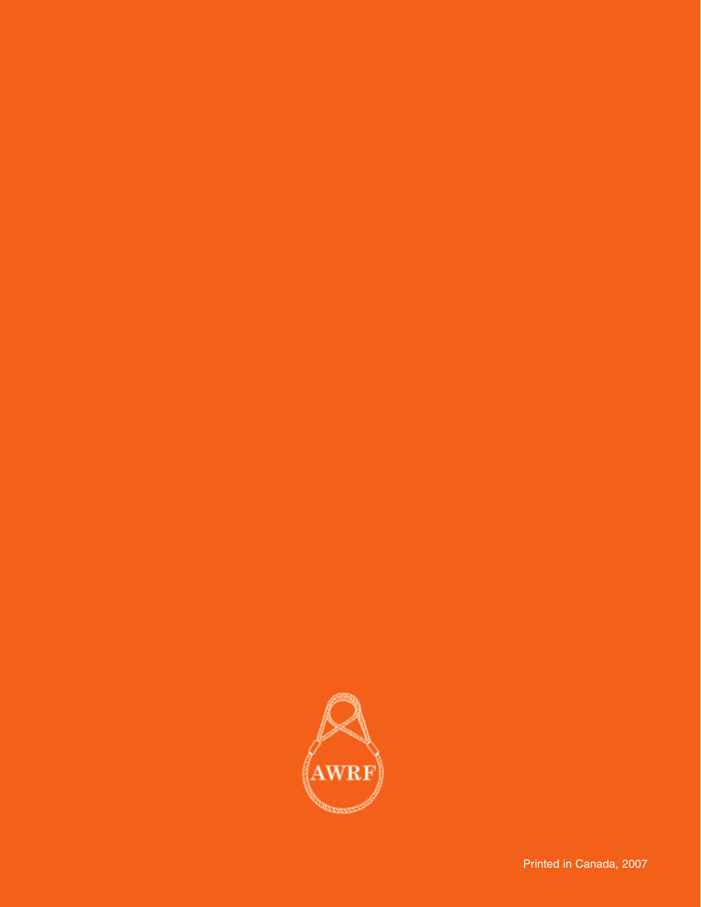AWRF

Printed in Canada, 2007